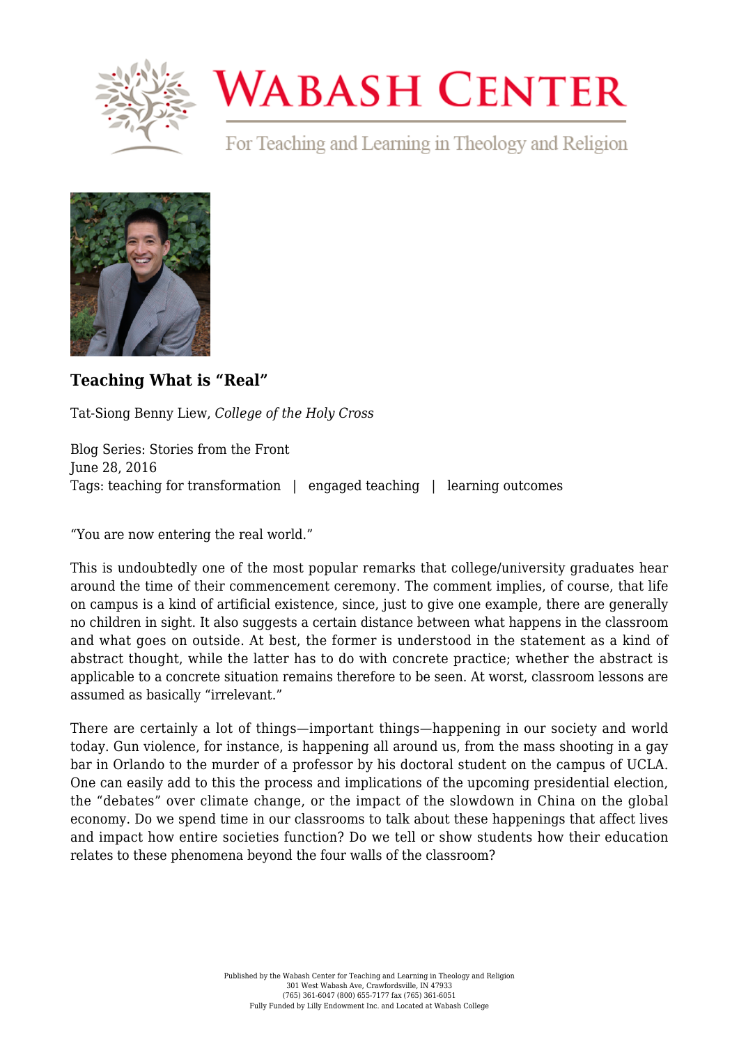### Teaching What is "Real"

Tat-Siong Benny Liew, *College of the Holy Cross*

Blog Series: Stories from the Front
June 28, 2016
Tags: teaching for transformation | engaged teaching | learning outcomes

"You are now entering the real world."

This is undoubtedly one of the most popular remarks that college/university graduates hear around the time of their commencement ceremony. The comment implies, of course, that life on campus is a kind of artificial existence, since, just to give one example, there are generally no children in sight. It also suggests a certain distance between what happens in the classroom and what goes on outside. At best, the former is understood in the statement as a kind of abstract thought, while the latter has to do with concrete practice; whether the abstract is applicable to a concrete situation remains therefore to be seen. At worst, classroom lessons are assumed as basically "irrelevant."

There are certainly a lot of things—important things—happening in our society and world today. Gun violence, for instance, is happening all around us, from the mass shooting in a gay bar in Orlando to the murder of a professor by his doctoral student on the campus of UCLA. One can easily add to this the process and implications of the upcoming presidential election, the "debates" over climate change, or the impact of the slowdown in China on the global economy. Do we spend time in our classrooms to talk about these happenings that affect lives and impact how entire societies function? Do we tell or show students how their education relates to these phenomena beyond the four walls of the classroom?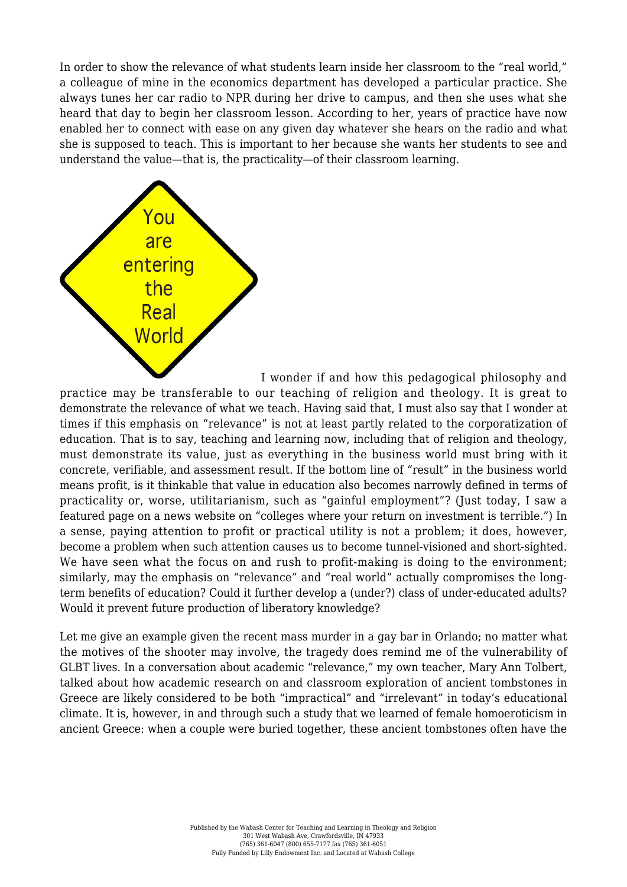In order to show the relevance of what students learn inside her classroom to the "real world," a colleague of mine in the economics department has developed a particular practice. She always tunes her car radio to NPR during her drive to campus, and then she uses what she heard that day to begin her classroom lesson. According to her, years of practice have now enabled her to connect with ease on any given day whatever she hears on the radio and what she is supposed to teach. This is important to her because she wants her students to see and understand the value—that is, the practicality—of their classroom learning.

I wonder if and how this pedagogical philosophy and practice may be transferable to our teaching of religion and theology. It is great to demonstrate the relevance of what we teach. Having said that, I must also say that I wonder at times if this emphasis on "relevance" is not at least partly related to the corporatization of education. That is to say, teaching and learning now, including that of religion and theology, must demonstrate its value, just as everything in the business world must bring with it concrete, verifiable, and assessment result. If the bottom line of "result" in the business world means profit, is it thinkable that value in education also becomes narrowly defined in terms of practicality or, worse, utilitarianism, such as "gainful employment"? (Just today, I saw a featured page on a news website on "colleges where your return on investment is terrible.") In a sense, paying attention to profit or practical utility is not a problem; it does, however, become a problem when such attention causes us to become tunnel-visioned and short-sighted. We have seen what the focus on and rush to profit-making is doing to the environment; similarly, may the emphasis on "relevance" and "real world" actually compromises the long-term benefits of education? Could it further develop a (under?) class of under-educated adults? Would it prevent future production of liberatory knowledge?

Let me give an example given the recent mass murder in a gay bar in Orlando; no matter what the motives of the shooter may involve, the tragedy does remind me of the vulnerability of GLBT lives. In a conversation about academic "relevance," my own teacher, Mary Ann Tolbert, talked about how academic research on and classroom exploration of ancient tombstones in Greece are likely considered to be both "impractical" and "irrelevant" in today's educational climate. It is, however, in and through such a study that we learned of female homoeroticism in ancient Greece: when a couple were buried together, these ancient tombstones often have the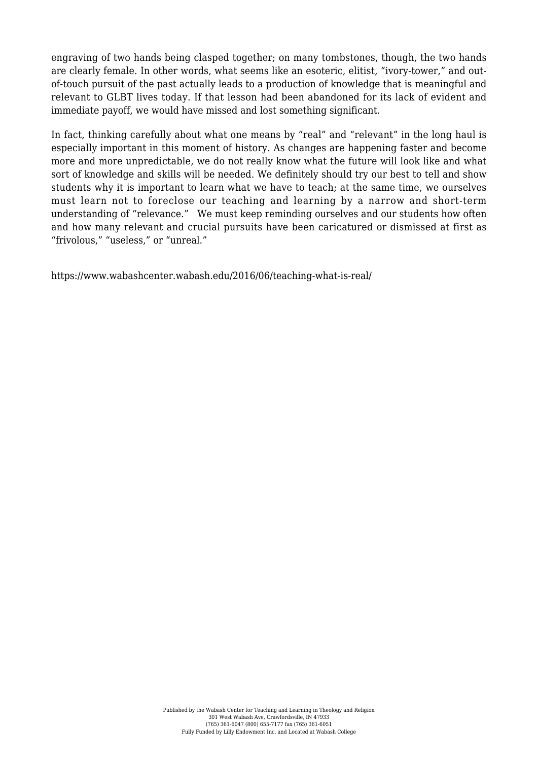engraving of two hands being clasped together; on many tombstones, though, the two hands are clearly female. In other words, what seems like an esoteric, elitist, "ivory-tower," and out-of-touch pursuit of the past actually leads to a production of knowledge that is meaningful and relevant to GLBT lives today. If that lesson had been abandoned for its lack of evident and immediate payoff, we would have missed and lost something significant.

In fact, thinking carefully about what one means by "real" and "relevant" in the long haul is especially important in this moment of history. As changes are happening faster and become more and more unpredictable, we do not really know what the future will look like and what sort of knowledge and skills will be needed. We definitely should try our best to tell and show students why it is important to learn what we have to teach; at the same time, we ourselves must learn not to foreclose our teaching and learning by a narrow and short-term understanding of "relevance." We must keep reminding ourselves and our students how often and how many relevant and crucial pursuits have been caricatured or dismissed at first as "frivolous," "useless," or "unreal."

https://www.wabashcenter.wabash.edu/2016/06/teaching-what-is-real/